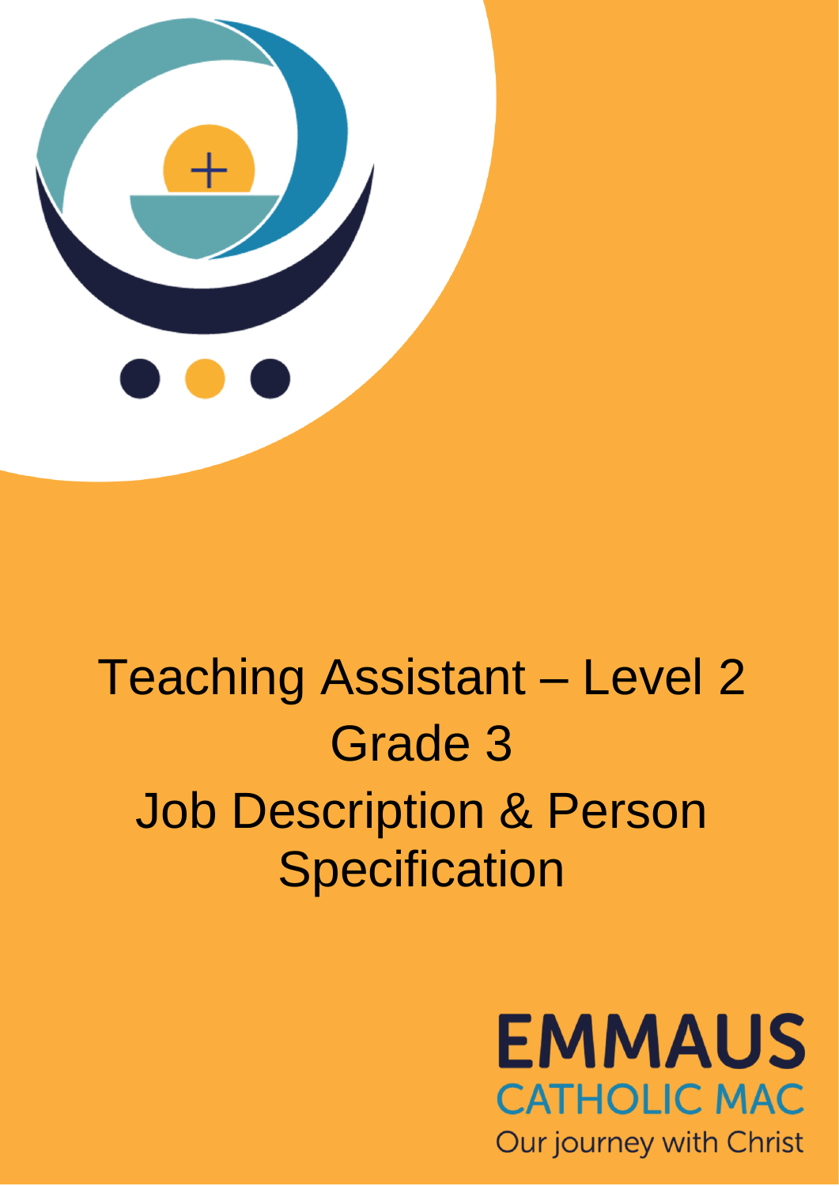# Teaching Assistant – Level 2
# Grade 3
# Job Description & Person Specification

EMMAUS
CATHOLIC MAC
Our journey with Christ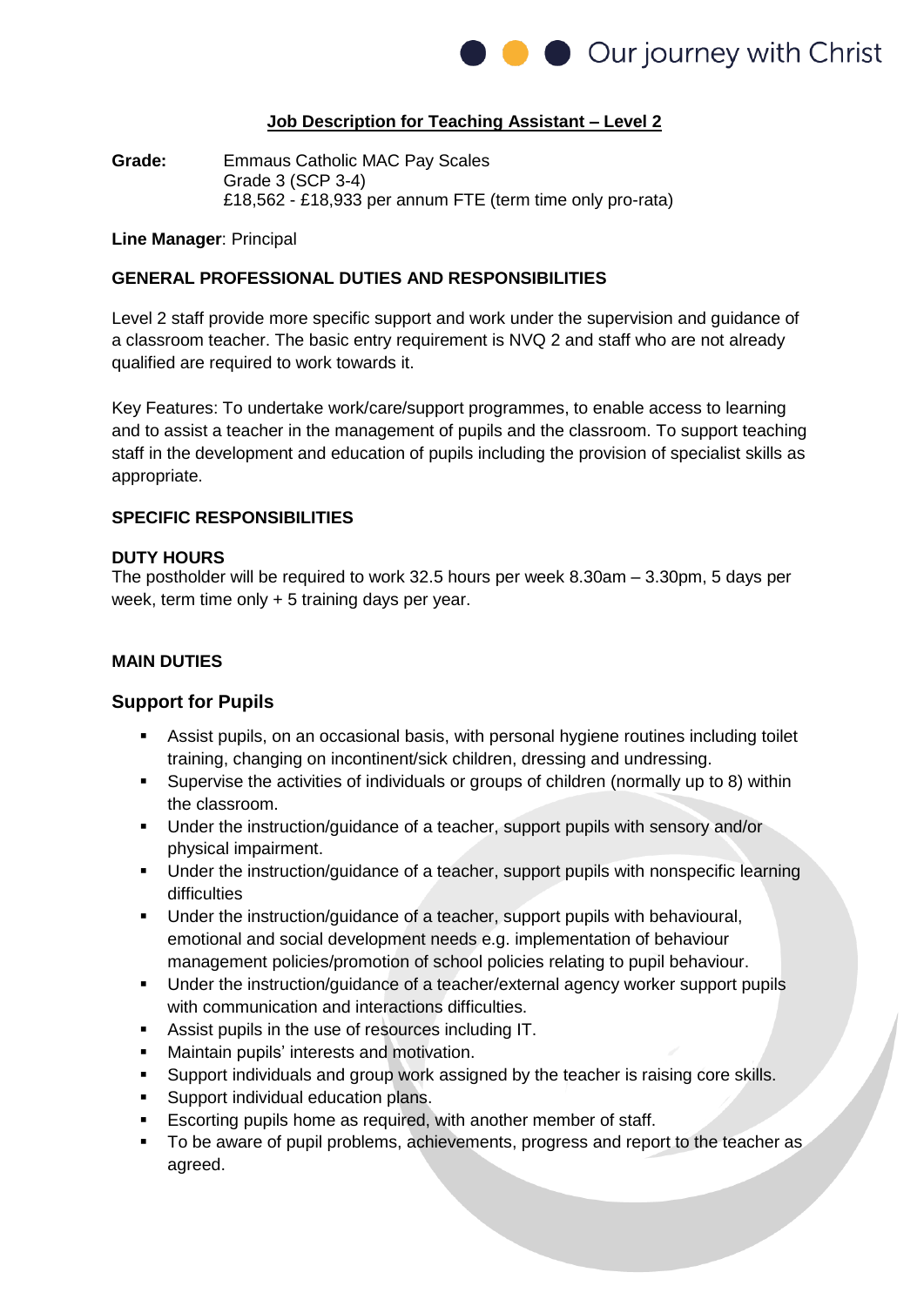**<u>Job Description for Teaching Assistant – Level 2</u>**

**Grade:** Emmaus Catholic MAC Pay Scales
Grade 3 (SCP 3-4)
£18,562 - £18,933 per annum FTE (term time only pro-rata)

**Line Manager**: Principal

**GENERAL PROFESSIONAL DUTIES AND RESPONSIBILITIES**

Level 2 staff provide more specific support and work under the supervision and guidance of a classroom teacher. The basic entry requirement is NVQ 2 and staff who are not already qualified are required to work towards it.

Key Features: To undertake work/care/support programmes, to enable access to learning and to assist a teacher in the management of pupils and the classroom. To support teaching staff in the development and education of pupils including the provision of specialist skills as appropriate.

**SPECIFIC RESPONSIBILITIES**

**DUTY HOURS**
The postholder will be required to work 32.5 hours per week 8.30am – 3.30pm, 5 days per week, term time only + 5 training days per year.

**MAIN DUTIES**

## Support for Pupils

- Assist pupils, on an occasional basis, with personal hygiene routines including toilet training, changing on incontinent/sick children, dressing and undressing.
- Supervise the activities of individuals or groups of children (normally up to 8) within the classroom.
- Under the instruction/guidance of a teacher, support pupils with sensory and/or physical impairment.
- Under the instruction/guidance of a teacher, support pupils with nonspecific learning difficulties
- Under the instruction/guidance of a teacher, support pupils with behavioural, emotional and social development needs e.g. implementation of behaviour management policies/promotion of school policies relating to pupil behaviour.
- Under the instruction/guidance of a teacher/external agency worker support pupils with communication and interactions difficulties.
- Assist pupils in the use of resources including IT.
- Maintain pupils' interests and motivation.
- Support individuals and group work assigned by the teacher is raising core skills.
- Support individual education plans.
- Escorting pupils home as required, with another member of staff.
- To be aware of pupil problems, achievements, progress and report to the teacher as agreed.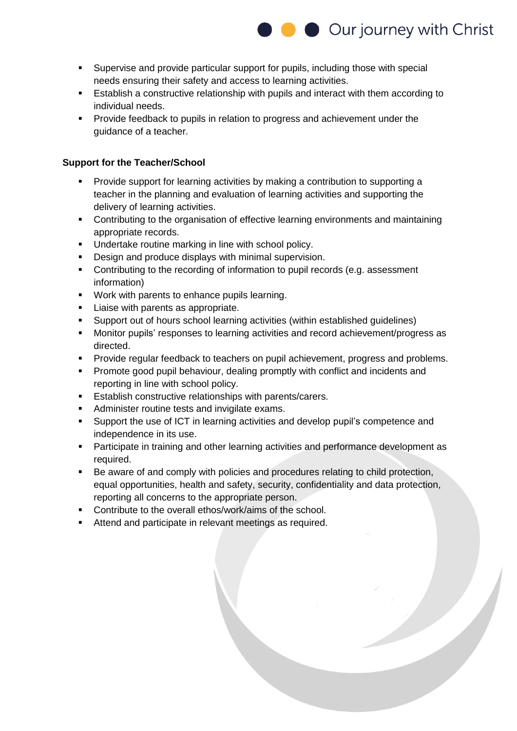- Supervise and provide particular support for pupils, including those with special needs ensuring their safety and access to learning activities.
- Establish a constructive relationship with pupils and interact with them according to individual needs.
- Provide feedback to pupils in relation to progress and achievement under the guidance of a teacher.

**Support for the Teacher/School**

- Provide support for learning activities by making a contribution to supporting a teacher in the planning and evaluation of learning activities and supporting the delivery of learning activities.
- Contributing to the organisation of effective learning environments and maintaining appropriate records.
- Undertake routine marking in line with school policy.
- Design and produce displays with minimal supervision.
- Contributing to the recording of information to pupil records (e.g. assessment information)
- Work with parents to enhance pupils learning.
- Liaise with parents as appropriate.
- Support out of hours school learning activities (within established guidelines)
- Monitor pupils' responses to learning activities and record achievement/progress as directed.
- Provide regular feedback to teachers on pupil achievement, progress and problems.
- Promote good pupil behaviour, dealing promptly with conflict and incidents and reporting in line with school policy.
- Establish constructive relationships with parents/carers.
- Administer routine tests and invigilate exams.
- Support the use of ICT in learning activities and develop pupil's competence and independence in its use.
- Participate in training and other learning activities and performance development as required.
- Be aware of and comply with policies and procedures relating to child protection, equal opportunities, health and safety, security, confidentiality and data protection, reporting all concerns to the appropriate person.
- Contribute to the overall ethos/work/aims of the school.
- Attend and participate in relevant meetings as required.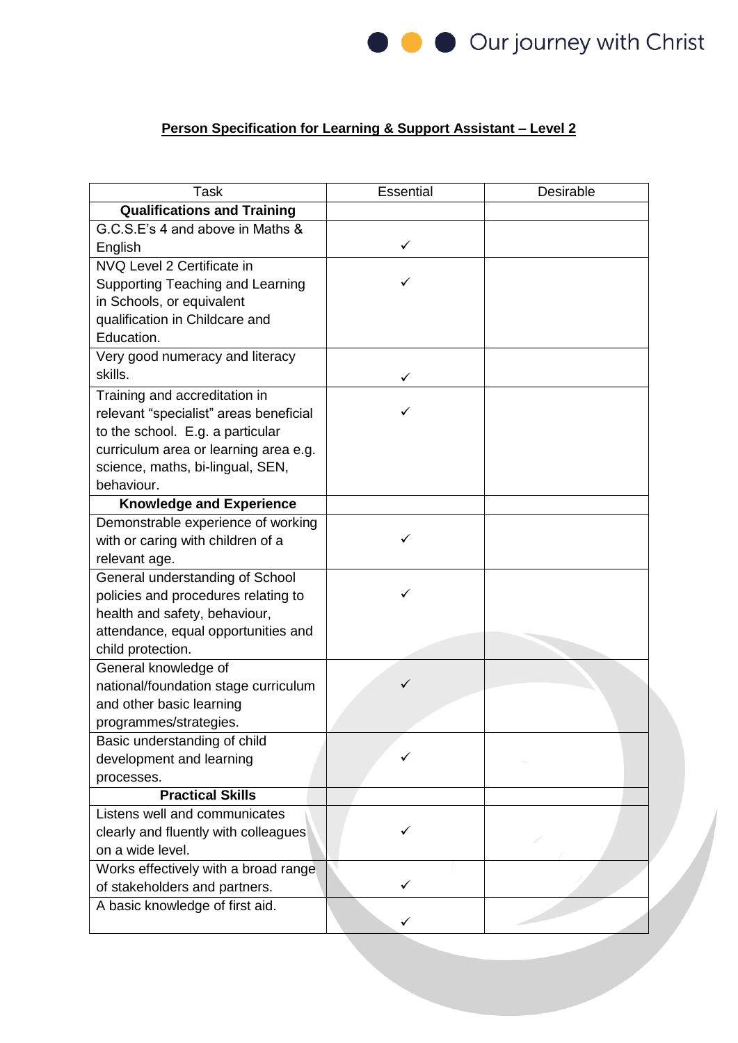**Person Specification for Learning & Support Assistant – Level 2**

| Task | Essential | Desirable |
|---|---|---|
| **Qualifications and Training** | | |
| G.C.S.E's 4 and above in Maths & English | ✓ | |
| NVQ Level 2 Certificate in Supporting Teaching and Learning in Schools, or equivalent qualification in Childcare and Education. | ✓ | |
| Very good numeracy and literacy skills. | ✓ | |
| Training and accreditation in relevant "specialist" areas beneficial to the school. E.g. a particular curriculum area or learning area e.g. science, maths, bi-lingual, SEN, behaviour. | ✓ | |
| **Knowledge and Experience** | | |
| Demonstrable experience of working with or caring with children of a relevant age. | ✓ | |
| General understanding of School policies and procedures relating to health and safety, behaviour, attendance, equal opportunities and child protection. | ✓ | |
| General knowledge of national/foundation stage curriculum and other basic learning programmes/strategies. | ✓ | |
| Basic understanding of child development and learning processes. | ✓ | |
| **Practical Skills** | | |
| Listens well and communicates clearly and fluently with colleagues on a wide level. | ✓ | |
| Works effectively with a broad range of stakeholders and partners. | ✓ | |
| A basic knowledge of first aid. | ✓ | |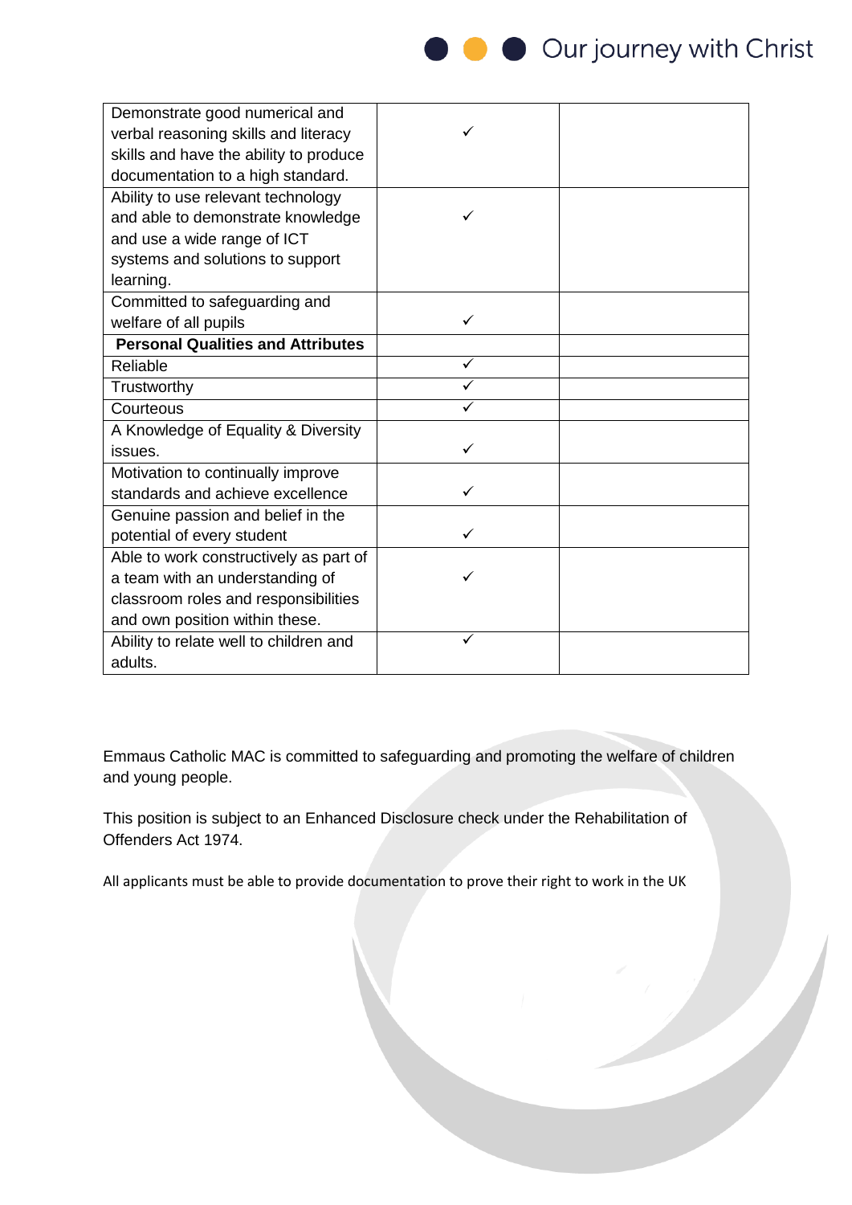| | | |
|---|---|---|
| Demonstrate good numerical and verbal reasoning skills and literacy skills and have the ability to produce documentation to a high standard. | ✓ | |
| Ability to use relevant technology and able to demonstrate knowledge and use a wide range of ICT systems and solutions to support learning. | ✓ | |
| Committed to safeguarding and welfare of all pupils | ✓ | |
| **Personal Qualities and Attributes** | | |
| Reliable | ✓ | |
| Trustworthy | ✓ | |
| Courteous | ✓ | |
| A Knowledge of Equality & Diversity issues. | ✓ | |
| Motivation to continually improve standards and achieve excellence | ✓ | |
| Genuine passion and belief in the potential of every student | ✓ | |
| Able to work constructively as part of a team with an understanding of classroom roles and responsibilities and own position within these. | ✓ | |
| Ability to relate well to children and adults. | ✓ | |

Emmaus Catholic MAC is committed to safeguarding and promoting the welfare of children and young people.

This position is subject to an Enhanced Disclosure check under the Rehabilitation of Offenders Act 1974.

All applicants must be able to provide documentation to prove their right to work in the UK